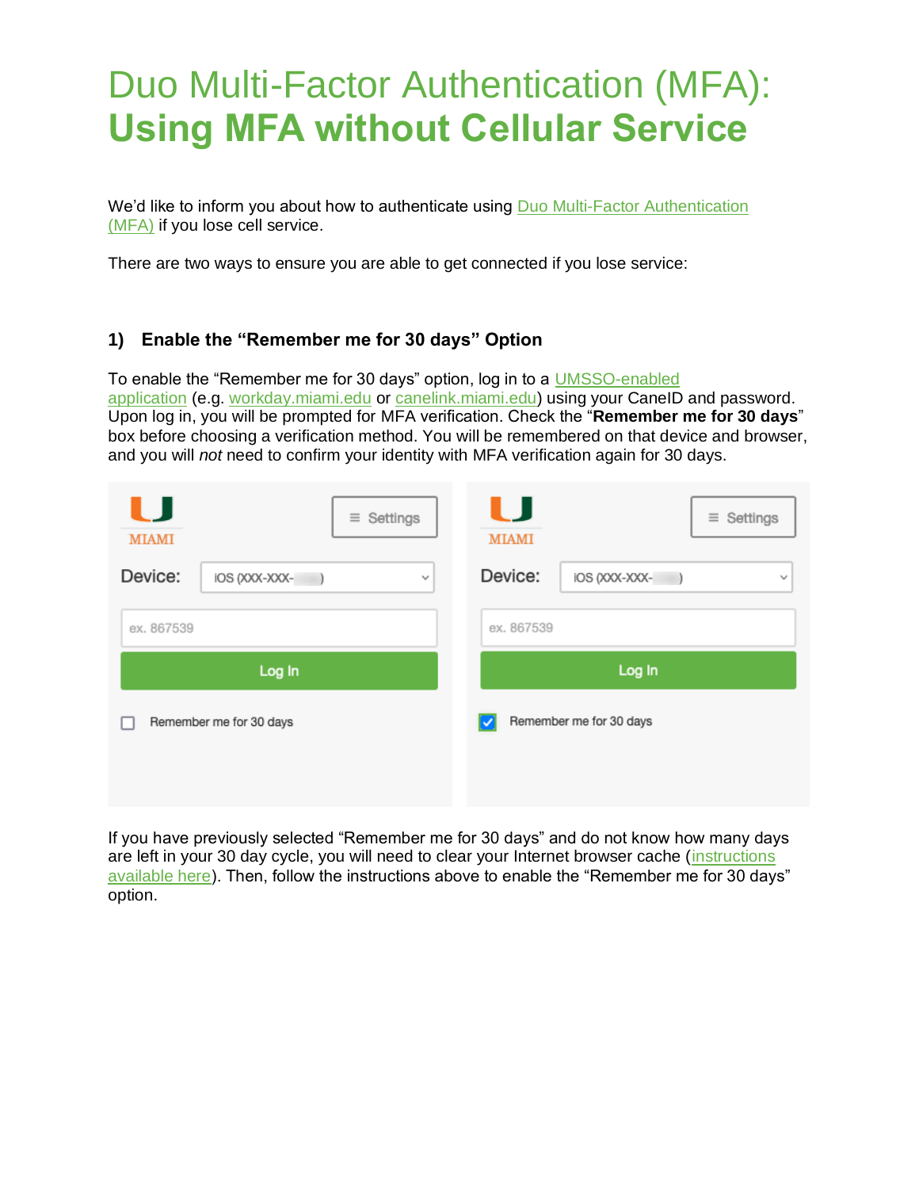# Duo Multi-Factor Authentication (MFA): **Using MFA without Cellular Service**

We'd like to inform you about how to authenticate using [Duo Multi-Factor Authentication (MFA)]() if you lose cell service.

There are two ways to ensure you are able to get connected if you lose service:

### 1) Enable the "Remember me for 30 days" Option

To enable the "Remember me for 30 days" option, log in to a [UMSSO-enabled application]() (e.g. [workday.miami.edu]() or [canelink.miami.edu]()) using your CaneID and password. Upon log in, you will be prompted for MFA verification. Check the "**Remember me for 30 days**" box before choosing a verification method. You will be remembered on that device and browser, and you will *not* need to confirm your identity with MFA verification again for 30 days.

If you have previously selected "Remember me for 30 days" and do not know how many days are left in your 30 day cycle, you will need to clear your Internet browser cache ([instructions available here]()). Then, follow the instructions above to enable the "Remember me for 30 days" option.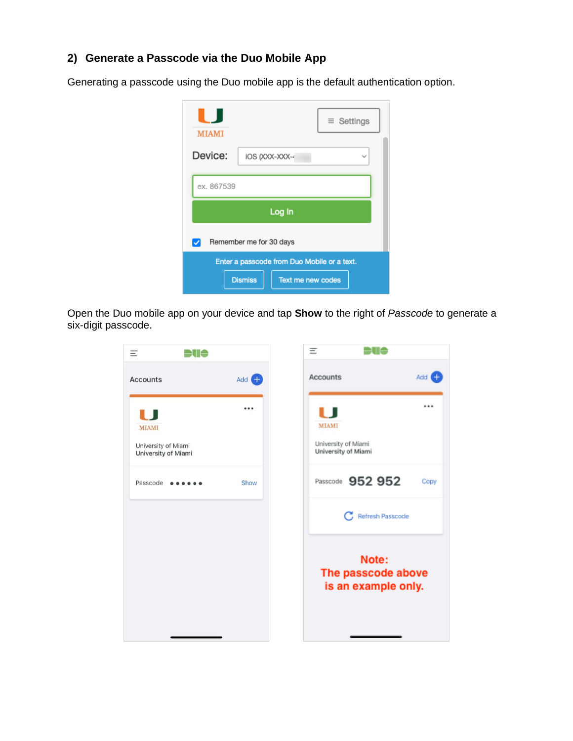## 2) Generate a Passcode via the Duo Mobile App

Generating a passcode using the Duo mobile app is the default authentication option.

Open the Duo mobile app on your device and tap **Show** to the right of *Passcode* to generate a six-digit passcode.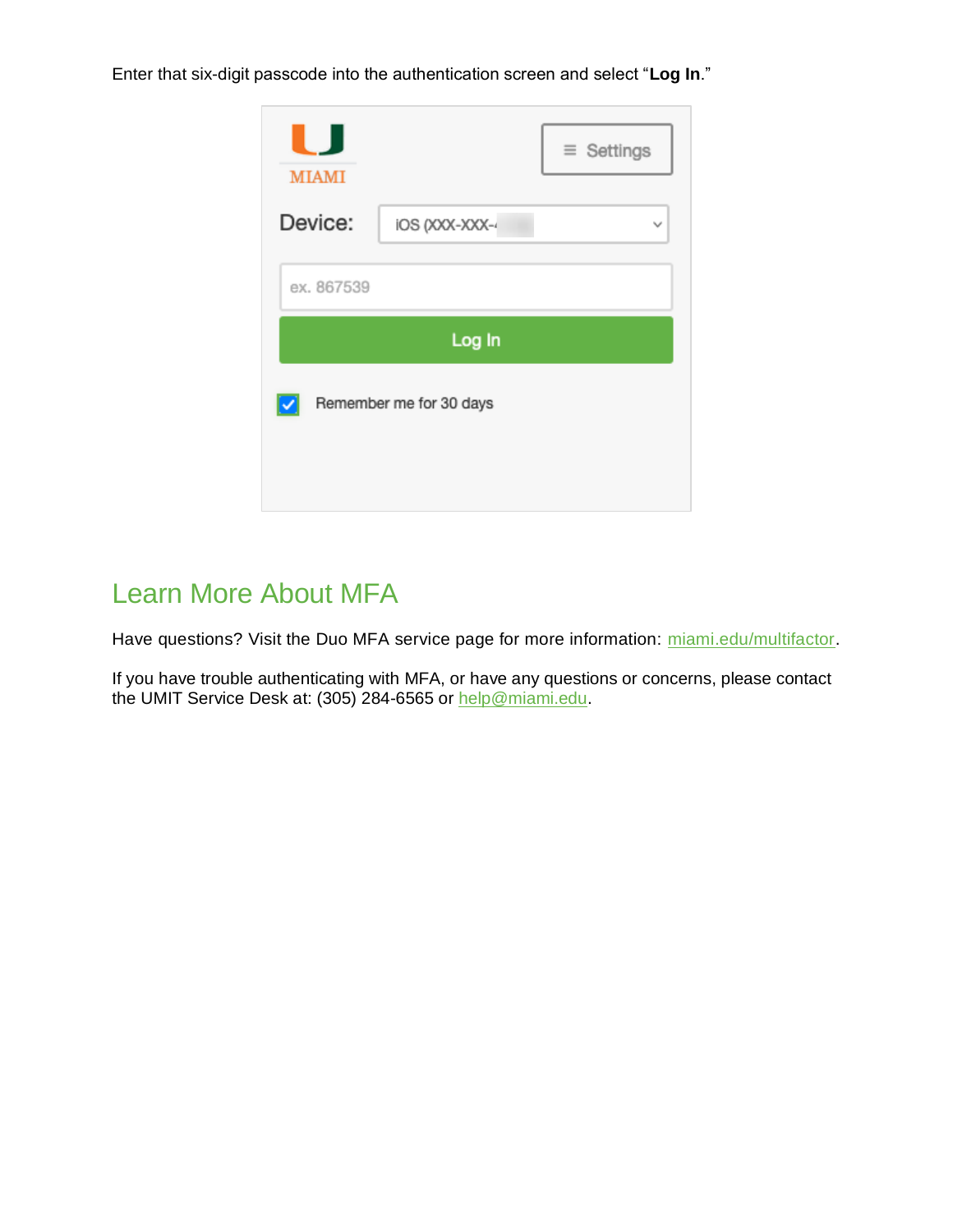Enter that six-digit passcode into the authentication screen and select "**Log In**."

## Learn More About MFA

Have questions? Visit the Duo MFA service page for more information: miami.edu/multifactor.

If you have trouble authenticating with MFA, or have any questions or concerns, please contact the UMIT Service Desk at: (305) 284-6565 or help@miami.edu.